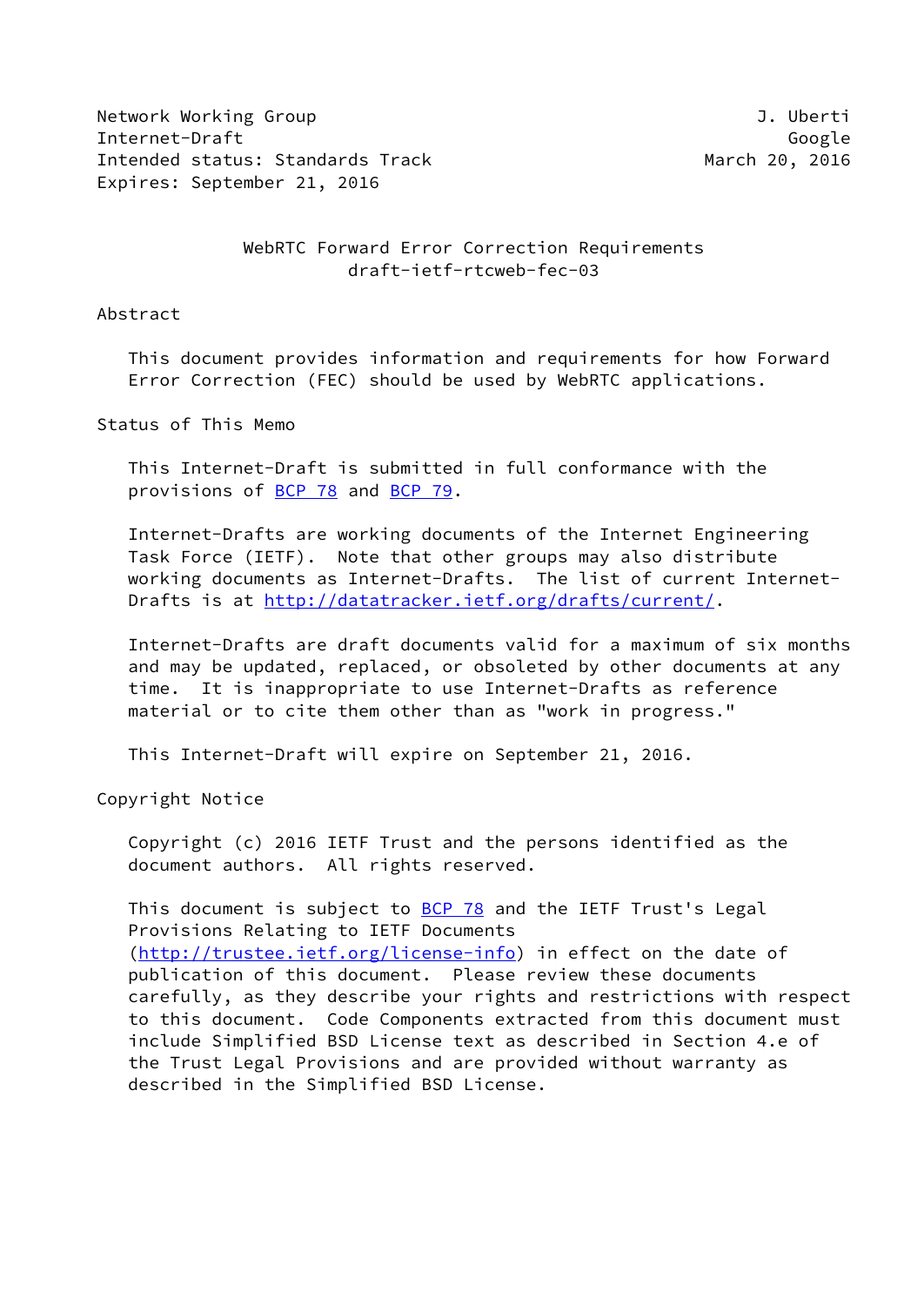Network Working Group J. Uberti
Internet-Draft Google
Intended status: Standards Track March 20, 2016
Expires: September 21, 2016

# WebRTC Forward Error Correction Requirements
## draft-ietf-rtcweb-fec-03

## Abstract

This document provides information and requirements for how Forward Error Correction (FEC) should be used by WebRTC applications.

## Status of This Memo

This Internet-Draft is submitted in full conformance with the provisions of BCP 78 and BCP 79.

Internet-Drafts are working documents of the Internet Engineering Task Force (IETF). Note that other groups may also distribute working documents as Internet-Drafts. The list of current Internet-Drafts is at http://datatracker.ietf.org/drafts/current/.

Internet-Drafts are draft documents valid for a maximum of six months and may be updated, replaced, or obsoleted by other documents at any time. It is inappropriate to use Internet-Drafts as reference material or to cite them other than as "work in progress."

This Internet-Draft will expire on September 21, 2016.

## Copyright Notice

Copyright (c) 2016 IETF Trust and the persons identified as the document authors. All rights reserved.

This document is subject to BCP 78 and the IETF Trust's Legal Provisions Relating to IETF Documents (http://trustee.ietf.org/license-info) in effect on the date of publication of this document. Please review these documents carefully, as they describe your rights and restrictions with respect to this document. Code Components extracted from this document must include Simplified BSD License text as described in Section 4.e of the Trust Legal Provisions and are provided without warranty as described in the Simplified BSD License.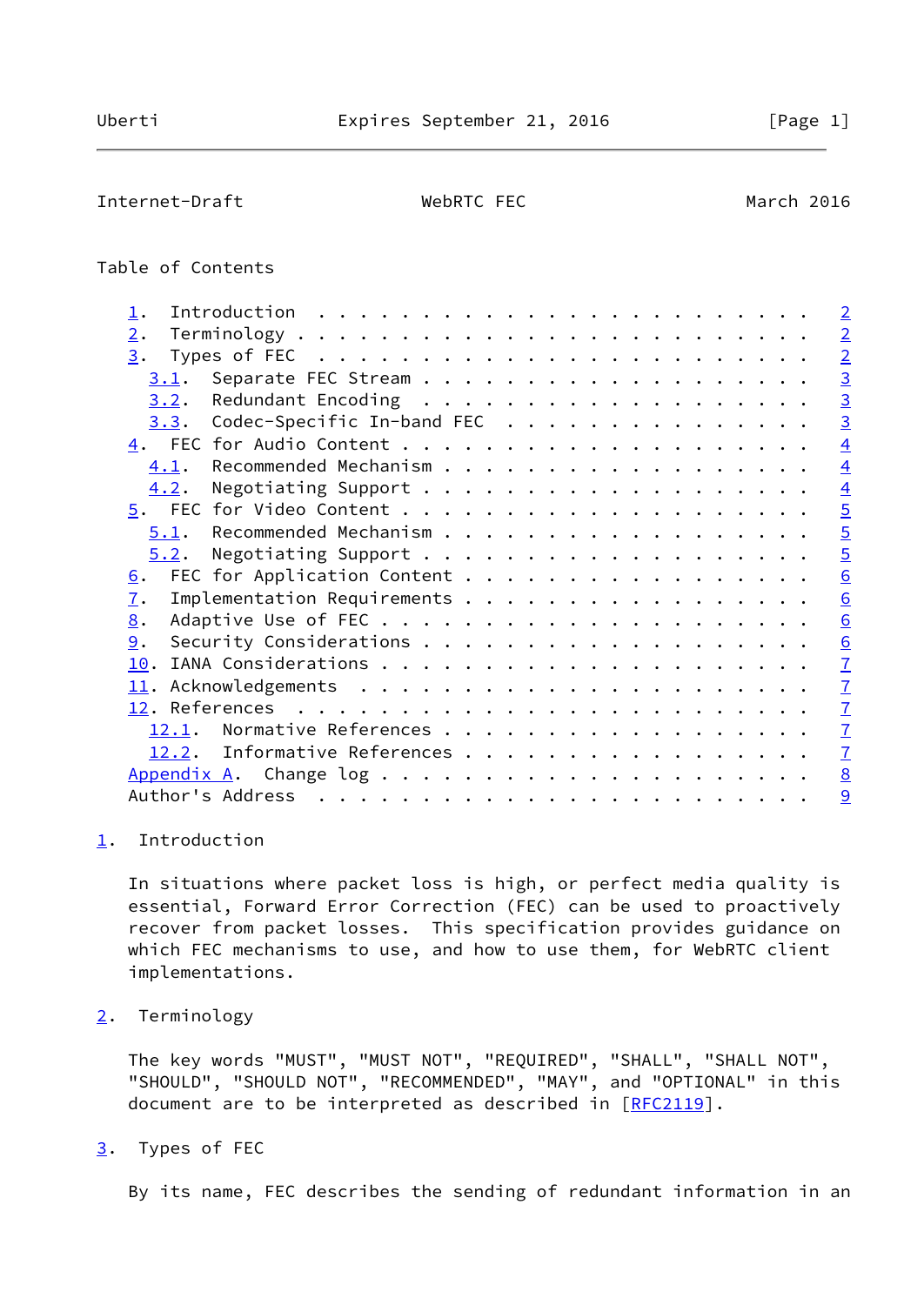Table of Contents

1. Introduction . . . . . . . . . . . . . . . . . . . . . . . . 2
2. Terminology . . . . . . . . . . . . . . . . . . . . . . . . . 2
3. Types of FEC . . . . . . . . . . . . . . . . . . . . . . . . 2
   3.1. Separate FEC Stream . . . . . . . . . . . . . . . . . . 3
   3.2. Redundant Encoding . . . . . . . . . . . . . . . . . . 3
   3.3. Codec-Specific In-band FEC . . . . . . . . . . . . . . 3
4. FEC for Audio Content . . . . . . . . . . . . . . . . . . . . 4
   4.1. Recommended Mechanism . . . . . . . . . . . . . . . . . 4
   4.2. Negotiating Support . . . . . . . . . . . . . . . . . . 4
5. FEC for Video Content . . . . . . . . . . . . . . . . . . . . 5
   5.1. Recommended Mechanism . . . . . . . . . . . . . . . . . 5
   5.2. Negotiating Support . . . . . . . . . . . . . . . . . . 5
6. FEC for Application Content . . . . . . . . . . . . . . . . . 6
7. Implementation Requirements . . . . . . . . . . . . . . . . . 6
8. Adaptive Use of FEC . . . . . . . . . . . . . . . . . . . . . 6
9. Security Considerations . . . . . . . . . . . . . . . . . . . 6
10. IANA Considerations . . . . . . . . . . . . . . . . . . . . . 7
11. Acknowledgements . . . . . . . . . . . . . . . . . . . . . . 7
12. References . . . . . . . . . . . . . . . . . . . . . . . . . 7
   12.1. Normative References . . . . . . . . . . . . . . . . . 7
   12.2. Informative References . . . . . . . . . . . . . . . . 7
Appendix A. Change log . . . . . . . . . . . . . . . . . . . . . 8
Author's Address . . . . . . . . . . . . . . . . . . . . . . . . 9

## 1. Introduction

In situations where packet loss is high, or perfect media quality is essential, Forward Error Correction (FEC) can be used to proactively recover from packet losses. This specification provides guidance on which FEC mechanisms to use, and how to use them, for WebRTC client implementations.

## 2. Terminology

The key words "MUST", "MUST NOT", "REQUIRED", "SHALL", "SHALL NOT", "SHOULD", "SHOULD NOT", "RECOMMENDED", "MAY", and "OPTIONAL" in this document are to be interpreted as described in [RFC2119].

## 3. Types of FEC

By its name, FEC describes the sending of redundant information in an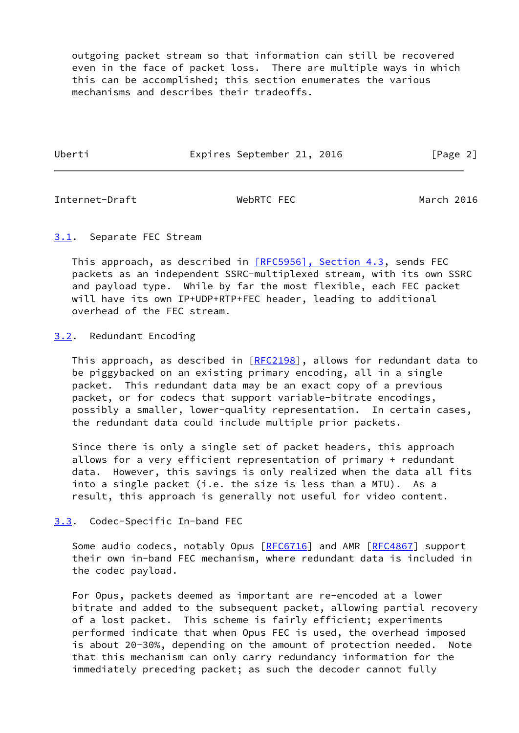outgoing packet stream so that information can still be recovered even in the face of packet loss. There are multiple ways in which this can be accomplished; this section enumerates the various mechanisms and describes their tradeoffs.

### 3.1. Separate FEC Stream

This approach, as described in [RFC5956], Section 4.3, sends FEC packets as an independent SSRC-multiplexed stream, with its own SSRC and payload type. While by far the most flexible, each FEC packet will have its own IP+UDP+RTP+FEC header, leading to additional overhead of the FEC stream.

### 3.2. Redundant Encoding

This approach, as descibed in [RFC2198], allows for redundant data to be piggybacked on an existing primary encoding, all in a single packet. This redundant data may be an exact copy of a previous packet, or for codecs that support variable-bitrate encodings, possibly a smaller, lower-quality representation. In certain cases, the redundant data could include multiple prior packets.

Since there is only a single set of packet headers, this approach allows for a very efficient representation of primary + redundant data. However, this savings is only realized when the data all fits into a single packet (i.e. the size is less than a MTU). As a result, this approach is generally not useful for video content.

### 3.3. Codec-Specific In-band FEC

Some audio codecs, notably Opus [RFC6716] and AMR [RFC4867] support their own in-band FEC mechanism, where redundant data is included in the codec payload.

For Opus, packets deemed as important are re-encoded at a lower bitrate and added to the subsequent packet, allowing partial recovery of a lost packet. This scheme is fairly efficient; experiments performed indicate that when Opus FEC is used, the overhead imposed is about 20-30%, depending on the amount of protection needed. Note that this mechanism can only carry redundancy information for the immediately preceding packet; as such the decoder cannot fully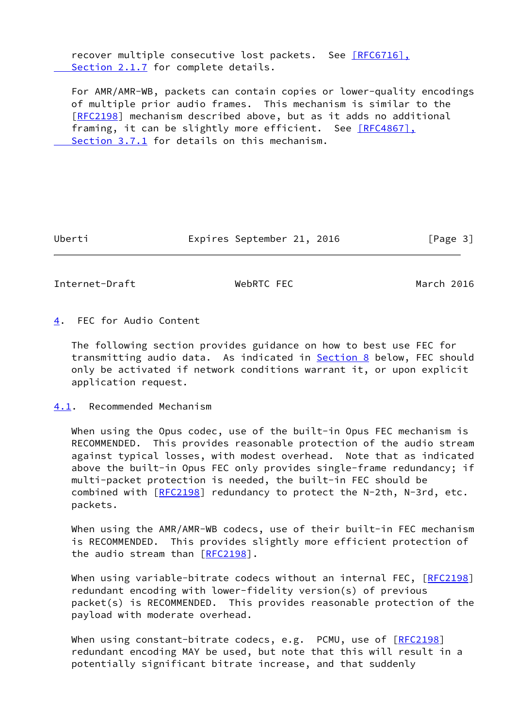recover multiple consecutive lost packets. See [RFC6716], Section 2.1.7 for complete details.

For AMR/AMR-WB, packets can contain copies or lower-quality encodings of multiple prior audio frames. This mechanism is similar to the [RFC2198] mechanism described above, but as it adds no additional framing, it can be slightly more efficient. See [RFC4867], Section 3.7.1 for details on this mechanism.

## 4. FEC for Audio Content

The following section provides guidance on how to best use FEC for transmitting audio data. As indicated in Section 8 below, FEC should only be activated if network conditions warrant it, or upon explicit application request.

### 4.1. Recommended Mechanism

When using the Opus codec, use of the built-in Opus FEC mechanism is RECOMMENDED. This provides reasonable protection of the audio stream against typical losses, with modest overhead. Note that as indicated above the built-in Opus FEC only provides single-frame redundancy; if multi-packet protection is needed, the built-in FEC should be combined with [RFC2198] redundancy to protect the N-2th, N-3rd, etc. packets.

When using the AMR/AMR-WB codecs, use of their built-in FEC mechanism is RECOMMENDED. This provides slightly more efficient protection of the audio stream than [RFC2198].

When using variable-bitrate codecs without an internal FEC, [RFC2198] redundant encoding with lower-fidelity version(s) of previous packet(s) is RECOMMENDED. This provides reasonable protection of the payload with moderate overhead.

When using constant-bitrate codecs, e.g. PCMU, use of [RFC2198] redundant encoding MAY be used, but note that this will result in a potentially significant bitrate increase, and that suddenly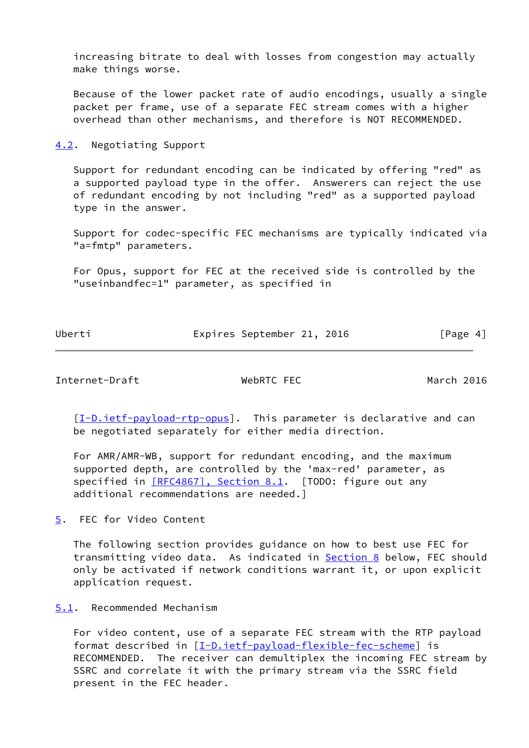increasing bitrate to deal with losses from congestion may actually make things worse.

Because of the lower packet rate of audio encodings, usually a single packet per frame, use of a separate FEC stream comes with a higher overhead than other mechanisms, and therefore is NOT RECOMMENDED.

### 4.2. Negotiating Support

Support for redundant encoding can be indicated by offering "red" as a supported payload type in the offer. Answerers can reject the use of redundant encoding by not including "red" as a supported payload type in the answer.

Support for codec-specific FEC mechanisms are typically indicated via "a=fmtp" parameters.

For Opus, support for FEC at the received side is controlled by the "useinbandfec=1" parameter, as specified in [I-D.ietf-payload-rtp-opus]. This parameter is declarative and can be negotiated separately for either media direction.

For AMR/AMR-WB, support for redundant encoding, and the maximum supported depth, are controlled by the 'max-red' parameter, as specified in [RFC4867], Section 8.1. [TODO: figure out any additional recommendations are needed.]

## 5. FEC for Video Content

The following section provides guidance on how to best use FEC for transmitting video data. As indicated in Section 8 below, FEC should only be activated if network conditions warrant it, or upon explicit application request.

### 5.1. Recommended Mechanism

For video content, use of a separate FEC stream with the RTP payload format described in [I-D.ietf-payload-flexible-fec-scheme] is RECOMMENDED. The receiver can demultiplex the incoming FEC stream by SSRC and correlate it with the primary stream via the SSRC field present in the FEC header.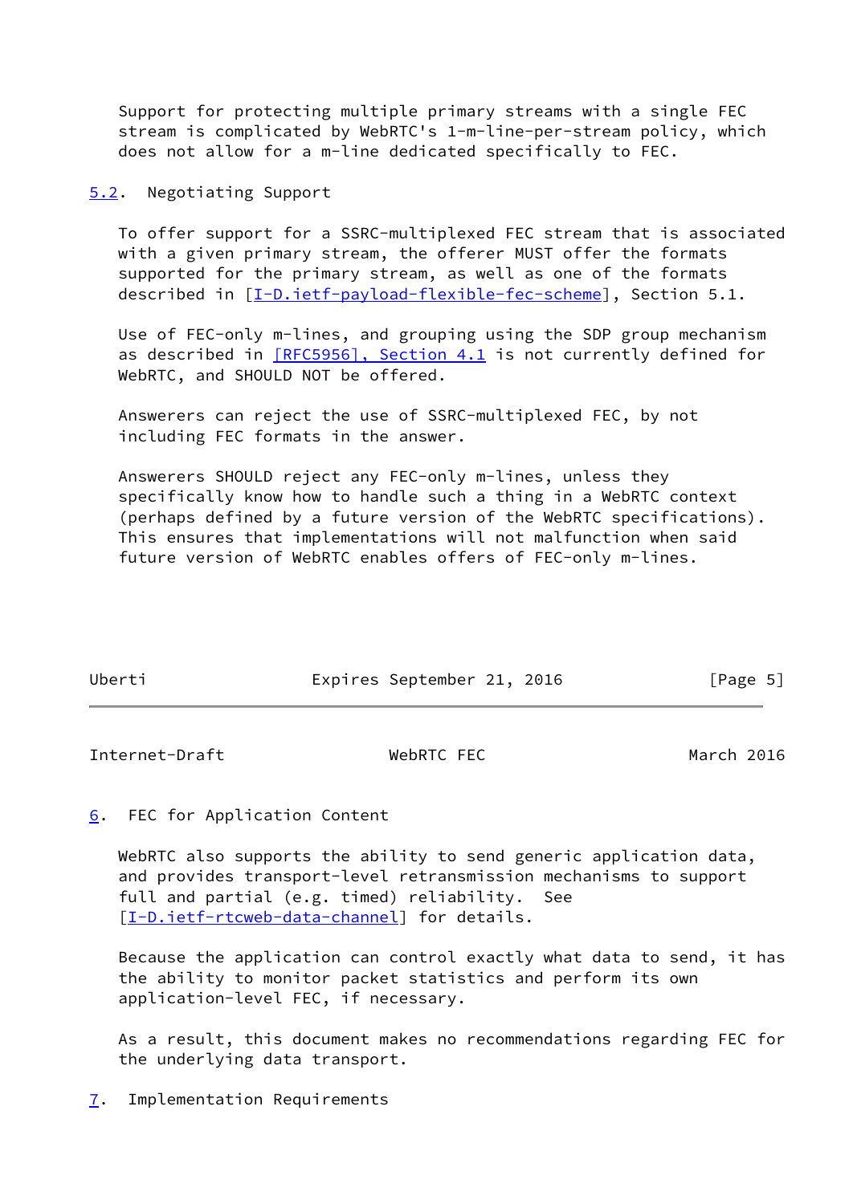Support for protecting multiple primary streams with a single FEC stream is complicated by WebRTC's 1-m-line-per-stream policy, which does not allow for a m-line dedicated specifically to FEC.

## 5.2. Negotiating Support

To offer support for a SSRC-multiplexed FEC stream that is associated with a given primary stream, the offerer MUST offer the formats supported for the primary stream, as well as one of the formats described in [I-D.ietf-payload-flexible-fec-scheme], Section 5.1.

Use of FEC-only m-lines, and grouping using the SDP group mechanism as described in [RFC5956], Section 4.1 is not currently defined for WebRTC, and SHOULD NOT be offered.

Answerers can reject the use of SSRC-multiplexed FEC, by not including FEC formats in the answer.

Answerers SHOULD reject any FEC-only m-lines, unless they specifically know how to handle such a thing in a WebRTC context (perhaps defined by a future version of the WebRTC specifications). This ensures that implementations will not malfunction when said future version of WebRTC enables offers of FEC-only m-lines.

# 6. FEC for Application Content

WebRTC also supports the ability to send generic application data, and provides transport-level retransmission mechanisms to support full and partial (e.g. timed) reliability. See [I-D.ietf-rtcweb-data-channel] for details.

Because the application can control exactly what data to send, it has the ability to monitor packet statistics and perform its own application-level FEC, if necessary.

As a result, this document makes no recommendations regarding FEC for the underlying data transport.

# 7. Implementation Requirements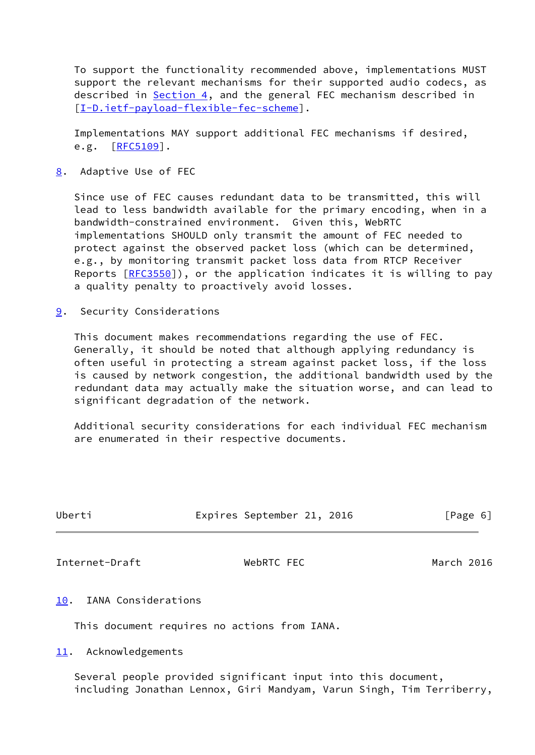To support the functionality recommended above, implementations MUST support the relevant mechanisms for their supported audio codecs, as described in Section 4, and the general FEC mechanism described in [I-D.ietf-payload-flexible-fec-scheme].

Implementations MAY support additional FEC mechanisms if desired, e.g. [RFC5109].

## 8. Adaptive Use of FEC

Since use of FEC causes redundant data to be transmitted, this will lead to less bandwidth available for the primary encoding, when in a bandwidth-constrained environment. Given this, WebRTC implementations SHOULD only transmit the amount of FEC needed to protect against the observed packet loss (which can be determined, e.g., by monitoring transmit packet loss data from RTCP Receiver Reports [RFC3550]), or the application indicates it is willing to pay a quality penalty to proactively avoid losses.

## 9. Security Considerations

This document makes recommendations regarding the use of FEC. Generally, it should be noted that although applying redundancy is often useful in protecting a stream against packet loss, if the loss is caused by network congestion, the additional bandwidth used by the redundant data may actually make the situation worse, and can lead to significant degradation of the network.

Additional security considerations for each individual FEC mechanism are enumerated in their respective documents.

## 10. IANA Considerations

This document requires no actions from IANA.

## 11. Acknowledgements

Several people provided significant input into this document, including Jonathan Lennox, Giri Mandyam, Varun Singh, Tim Terriberry,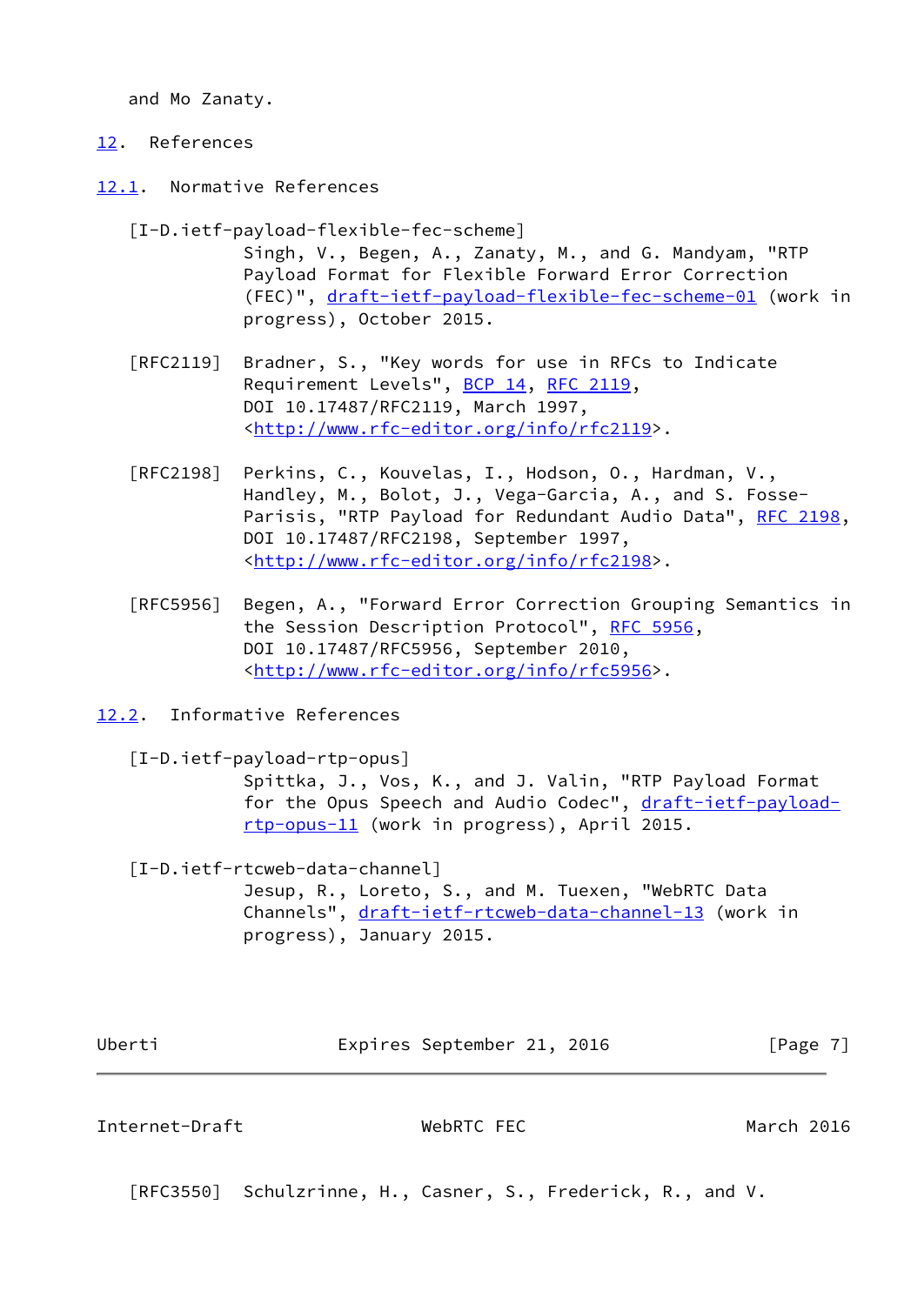and Mo Zanaty.

## 12. References

### 12.1. Normative References

[I-D.ietf-payload-flexible-fec-scheme]
Singh, V., Begen, A., Zanaty, M., and G. Mandyam, "RTP Payload Format for Flexible Forward Error Correction (FEC)", draft-ietf-payload-flexible-fec-scheme-01 (work in progress), October 2015.

[RFC2119] Bradner, S., "Key words for use in RFCs to Indicate Requirement Levels", BCP 14, RFC 2119, DOI 10.17487/RFC2119, March 1997, <http://www.rfc-editor.org/info/rfc2119>.

[RFC2198] Perkins, C., Kouvelas, I., Hodson, O., Hardman, V., Handley, M., Bolot, J., Vega-Garcia, A., and S. Fosse-Parisis, "RTP Payload for Redundant Audio Data", RFC 2198, DOI 10.17487/RFC2198, September 1997, <http://www.rfc-editor.org/info/rfc2198>.

[RFC5956] Begen, A., "Forward Error Correction Grouping Semantics in the Session Description Protocol", RFC 5956, DOI 10.17487/RFC5956, September 2010, <http://www.rfc-editor.org/info/rfc5956>.

### 12.2. Informative References

[I-D.ietf-payload-rtp-opus]
Spittka, J., Vos, K., and J. Valin, "RTP Payload Format for the Opus Speech and Audio Codec", draft-ietf-payload-rtp-opus-11 (work in progress), April 2015.

[I-D.ietf-rtcweb-data-channel]
Jesup, R., Loreto, S., and M. Tuexen, "WebRTC Data Channels", draft-ietf-rtcweb-data-channel-13 (work in progress), January 2015.

[RFC3550] Schulzrinne, H., Casner, S., Frederick, R., and V.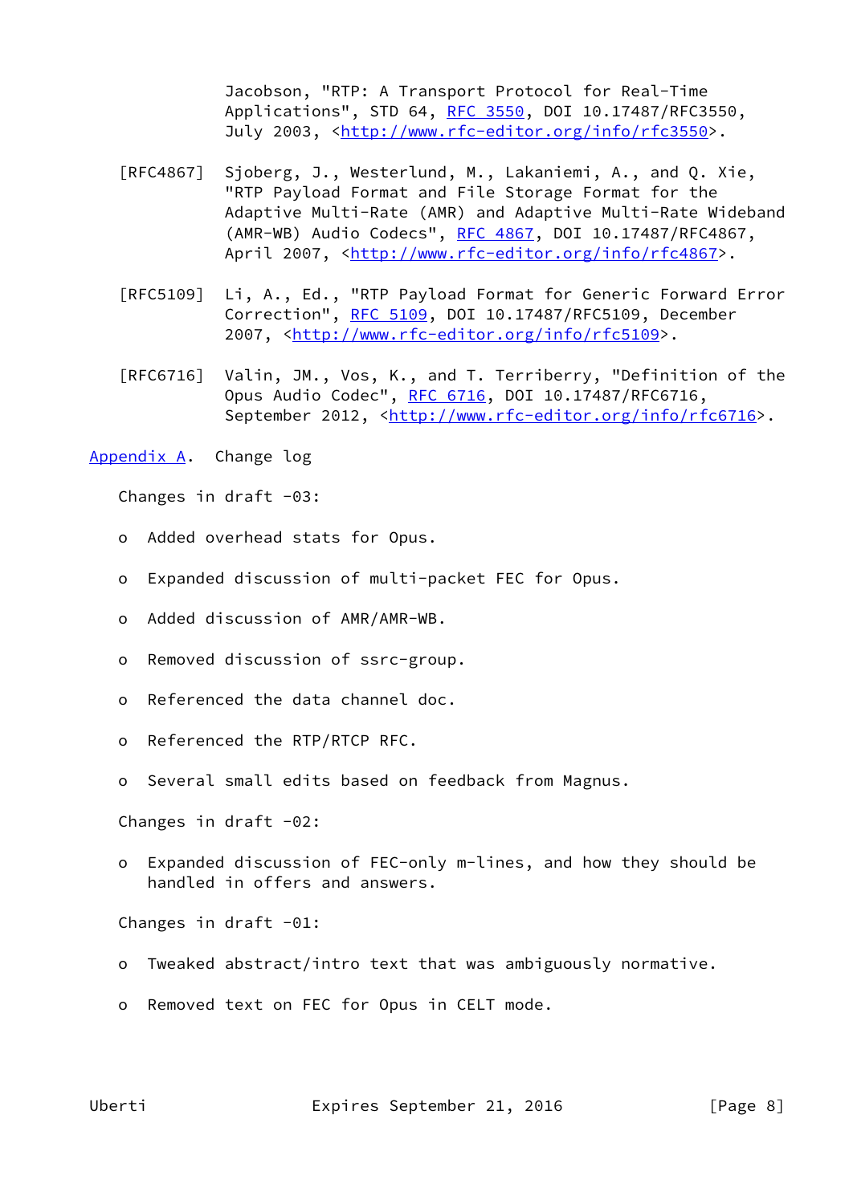Jacobson, "RTP: A Transport Protocol for Real-Time Applications", STD 64, RFC 3550, DOI 10.17487/RFC3550, July 2003, <http://www.rfc-editor.org/info/rfc3550>.

[RFC4867] Sjoberg, J., Westerlund, M., Lakaniemi, A., and Q. Xie, "RTP Payload Format and File Storage Format for the Adaptive Multi-Rate (AMR) and Adaptive Multi-Rate Wideband (AMR-WB) Audio Codecs", RFC 4867, DOI 10.17487/RFC4867, April 2007, <http://www.rfc-editor.org/info/rfc4867>.

[RFC5109] Li, A., Ed., "RTP Payload Format for Generic Forward Error Correction", RFC 5109, DOI 10.17487/RFC5109, December 2007, <http://www.rfc-editor.org/info/rfc5109>.

[RFC6716] Valin, JM., Vos, K., and T. Terriberry, "Definition of the Opus Audio Codec", RFC 6716, DOI 10.17487/RFC6716, September 2012, <http://www.rfc-editor.org/info/rfc6716>.

# Appendix A. Change log

Changes in draft -03:

- Added overhead stats for Opus.
- Expanded discussion of multi-packet FEC for Opus.
- Added discussion of AMR/AMR-WB.
- Removed discussion of ssrc-group.
- Referenced the data channel doc.
- Referenced the RTP/RTCP RFC.
- Several small edits based on feedback from Magnus.

Changes in draft -02:

- Expanded discussion of FEC-only m-lines, and how they should be handled in offers and answers.

Changes in draft -01:

- Tweaked abstract/intro text that was ambiguously normative.
- Removed text on FEC for Opus in CELT mode.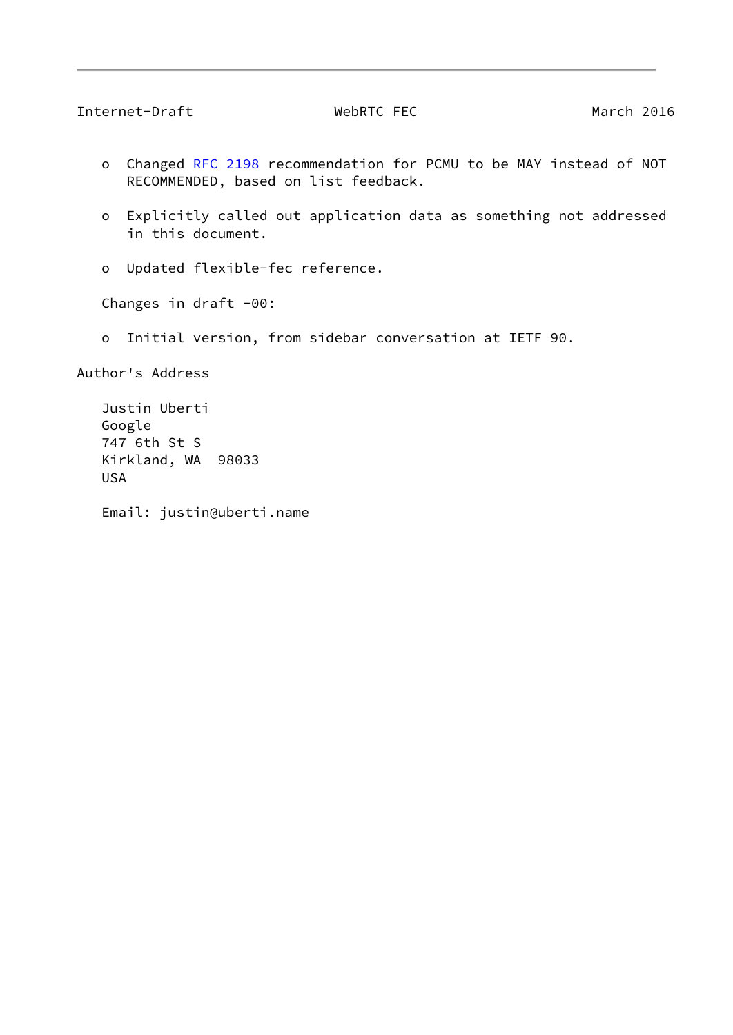- Changed RFC 2198 recommendation for PCMU to be MAY instead of NOT RECOMMENDED, based on list feedback.

- Explicitly called out application data as something not addressed in this document.

- Updated flexible-fec reference.

Changes in draft -00:

- Initial version, from sidebar conversation at IETF 90.

## Author's Address

Justin Uberti
Google
747 6th St S
Kirkland, WA  98033
USA

Email: justin@uberti.name